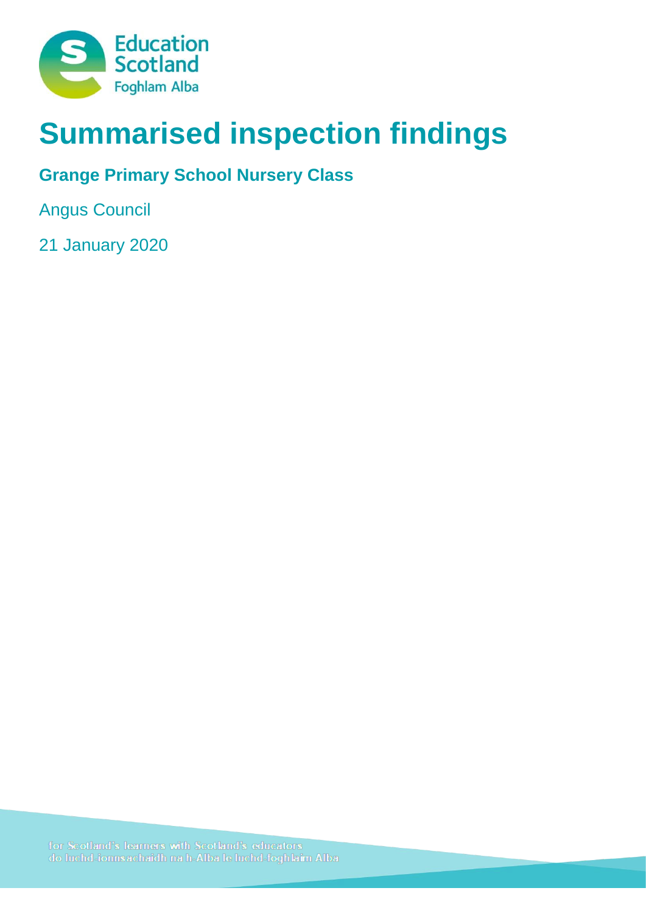# Summarised inspection findings

**Grange Primary School Nursery Class**

Angus Council

21 January 2020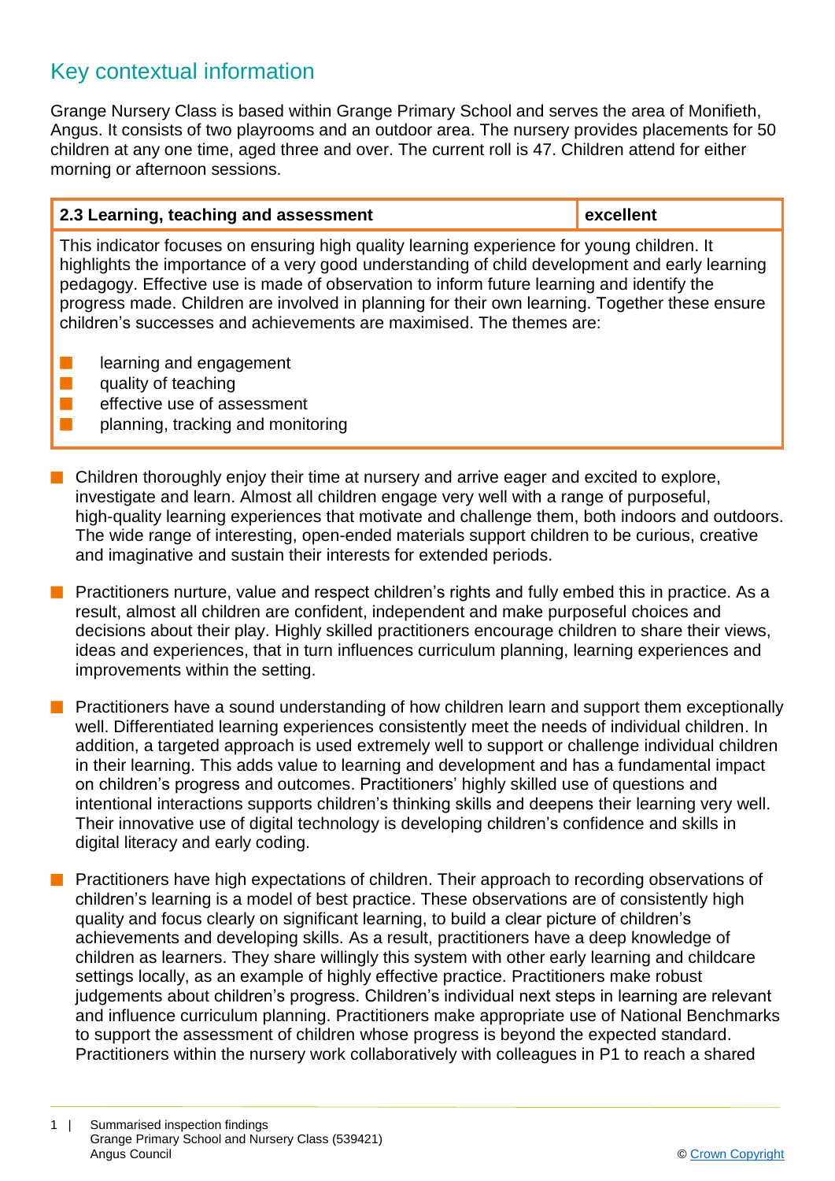## Key contextual information

Grange Nursery Class is based within Grange Primary School and serves the area of Monifieth, Angus. It consists of two playrooms and an outdoor area. The nursery provides placements for 50 children at any one time, aged three and over. The current roll is 47. Children attend for either morning or afternoon sessions.

| 2.3 Learning, teaching and assessment | excellent |
|---|---|
| This indicator focuses on ensuring high quality learning experience for young children. It highlights the importance of a very good understanding of child development and early learning pedagogy. Effective use is made of observation to inform future learning and identify the progress made. Children are involved in planning for their own learning. Together these ensure children's successes and achievements are maximised. The themes are:<br>- learning and engagement<br>- quality of teaching<br>- effective use of assessment<br>- planning, tracking and monitoring | |

- Children thoroughly enjoy their time at nursery and arrive eager and excited to explore, investigate and learn. Almost all children engage very well with a range of purposeful, high-quality learning experiences that motivate and challenge them, both indoors and outdoors. The wide range of interesting, open-ended materials support children to be curious, creative and imaginative and sustain their interests for extended periods.

- Practitioners nurture, value and respect children's rights and fully embed this in practice. As a result, almost all children are confident, independent and make purposeful choices and decisions about their play. Highly skilled practitioners encourage children to share their views, ideas and experiences, that in turn influences curriculum planning, learning experiences and improvements within the setting.

- Practitioners have a sound understanding of how children learn and support them exceptionally well. Differentiated learning experiences consistently meet the needs of individual children. In addition, a targeted approach is used extremely well to support or challenge individual children in their learning. This adds value to learning and development and has a fundamental impact on children's progress and outcomes. Practitioners' highly skilled use of questions and intentional interactions supports children's thinking skills and deepens their learning very well. Their innovative use of digital technology is developing children's confidence and skills in digital literacy and early coding.

- Practitioners have high expectations of children. Their approach to recording observations of children's learning is a model of best practice. These observations are of consistently high quality and focus clearly on significant learning, to build a clear picture of children's achievements and developing skills. As a result, practitioners have a deep knowledge of children as learners. They share willingly this system with other early learning and childcare settings locally, as an example of highly effective practice. Practitioners make robust judgements about children's progress. Children's individual next steps in learning are relevant and influence curriculum planning. Practitioners make appropriate use of National Benchmarks to support the assessment of children whose progress is beyond the expected standard. Practitioners within the nursery work collaboratively with colleagues in P1 to reach a shared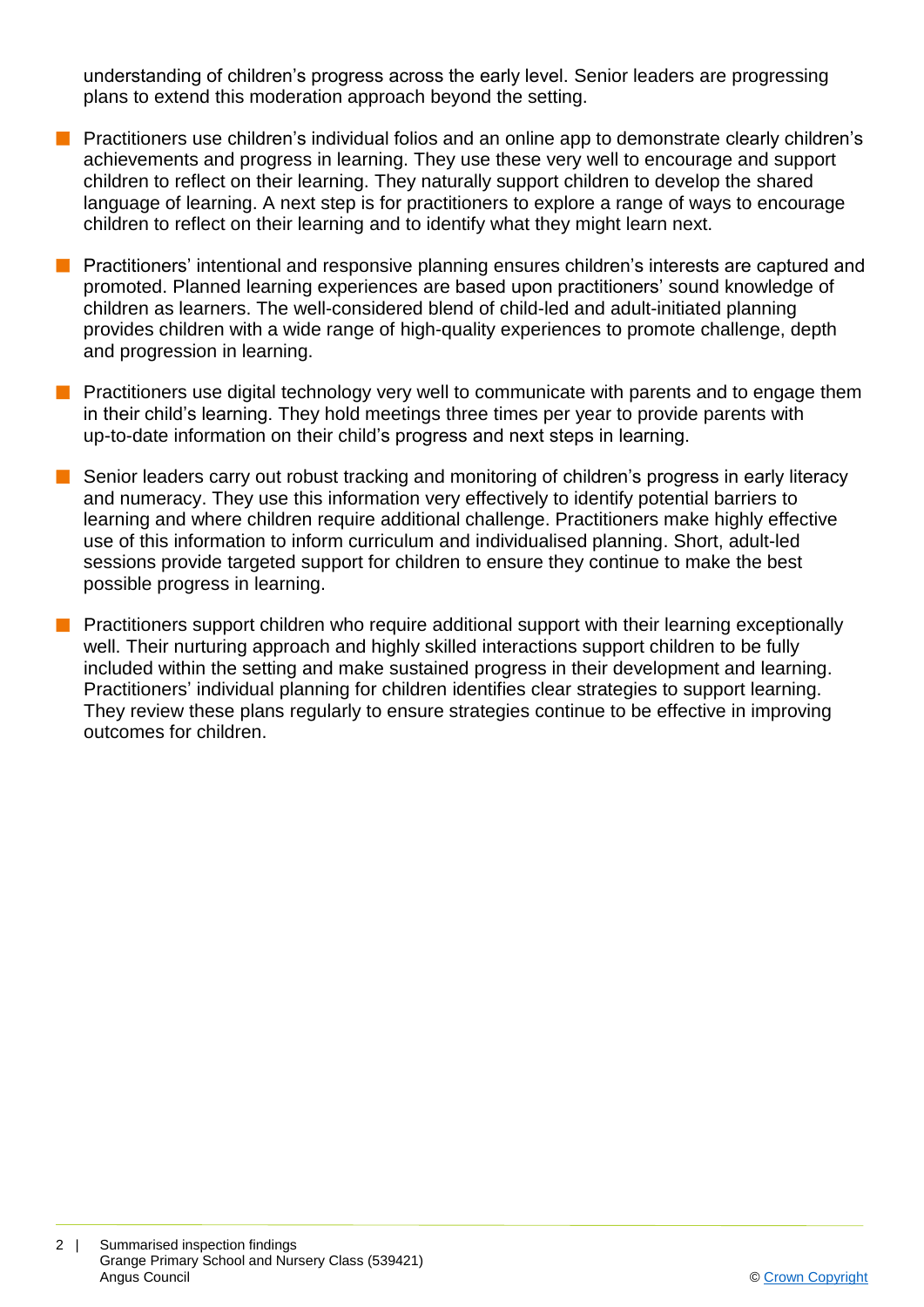understanding of children's progress across the early level. Senior leaders are progressing plans to extend this moderation approach beyond the setting.

- Practitioners use children's individual folios and an online app to demonstrate clearly children's achievements and progress in learning. They use these very well to encourage and support children to reflect on their learning. They naturally support children to develop the shared language of learning. A next step is for practitioners to explore a range of ways to encourage children to reflect on their learning and to identify what they might learn next.
- Practitioners' intentional and responsive planning ensures children's interests are captured and promoted. Planned learning experiences are based upon practitioners' sound knowledge of children as learners. The well-considered blend of child-led and adult-initiated planning provides children with a wide range of high-quality experiences to promote challenge, depth and progression in learning.
- Practitioners use digital technology very well to communicate with parents and to engage them in their child's learning. They hold meetings three times per year to provide parents with up-to-date information on their child's progress and next steps in learning.
- Senior leaders carry out robust tracking and monitoring of children's progress in early literacy and numeracy. They use this information very effectively to identify potential barriers to learning and where children require additional challenge. Practitioners make highly effective use of this information to inform curriculum and individualised planning. Short, adult-led sessions provide targeted support for children to ensure they continue to make the best possible progress in learning.
- Practitioners support children who require additional support with their learning exceptionally well. Their nurturing approach and highly skilled interactions support children to be fully included within the setting and make sustained progress in their development and learning. Practitioners' individual planning for children identifies clear strategies to support learning. They review these plans regularly to ensure strategies continue to be effective in improving outcomes for children.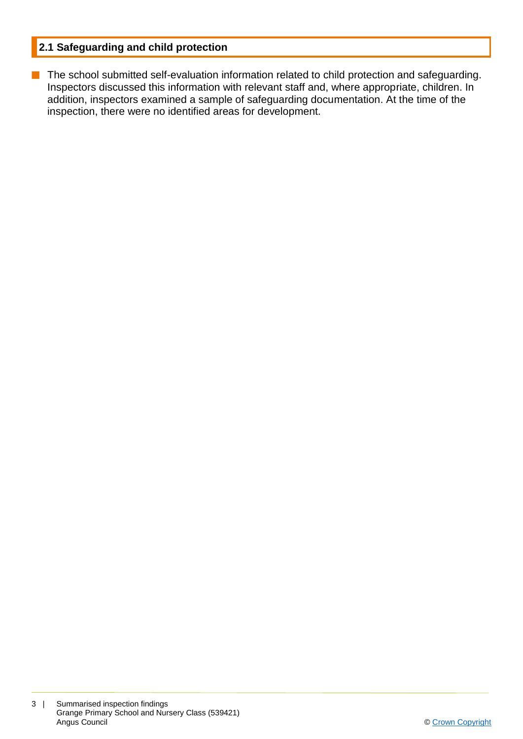## 2.1 Safeguarding and child protection

- The school submitted self-evaluation information related to child protection and safeguarding. Inspectors discussed this information with relevant staff and, where appropriate, children. In addition, inspectors examined a sample of safeguarding documentation. At the time of the inspection, there were no identified areas for development.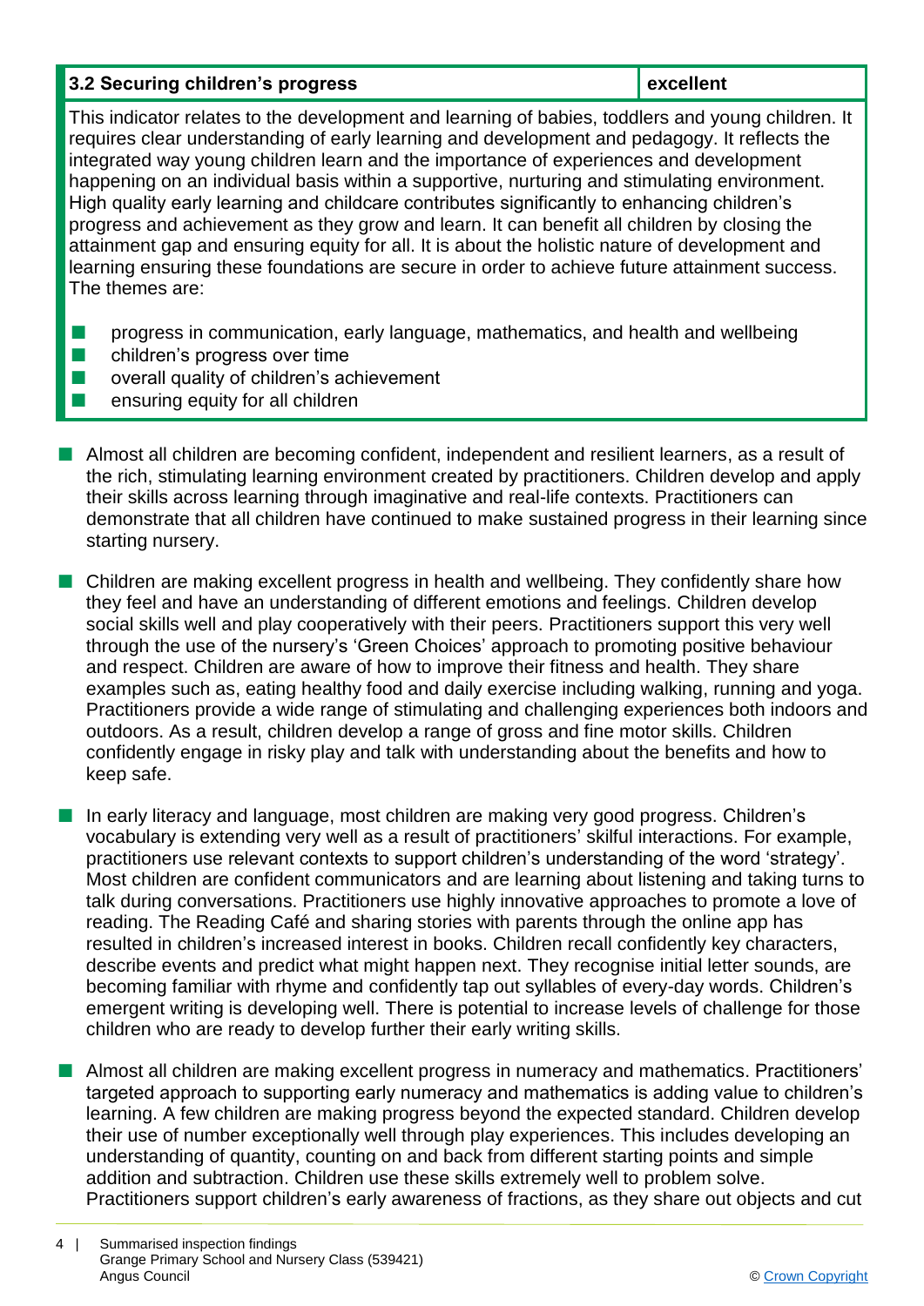| 3.2 Securing children's progress | excellent |
|---|---|

This indicator relates to the development and learning of babies, toddlers and young children. It requires clear understanding of early learning and development and pedagogy. It reflects the integrated way young children learn and the importance of experiences and development happening on an individual basis within a supportive, nurturing and stimulating environment. High quality early learning and childcare contributes significantly to enhancing children's progress and achievement as they grow and learn. It can benefit all children by closing the attainment gap and ensuring equity for all. It is about the holistic nature of development and learning ensuring these foundations are secure in order to achieve future attainment success. The themes are:

- progress in communication, early language, mathematics, and health and wellbeing
- children's progress over time
- overall quality of children's achievement
- ensuring equity for all children

- Almost all children are becoming confident, independent and resilient learners, as a result of the rich, stimulating learning environment created by practitioners. Children develop and apply their skills across learning through imaginative and real-life contexts. Practitioners can demonstrate that all children have continued to make sustained progress in their learning since starting nursery.

- Children are making excellent progress in health and wellbeing. They confidently share how they feel and have an understanding of different emotions and feelings. Children develop social skills well and play cooperatively with their peers. Practitioners support this very well through the use of the nursery's 'Green Choices' approach to promoting positive behaviour and respect. Children are aware of how to improve their fitness and health. They share examples such as, eating healthy food and daily exercise including walking, running and yoga. Practitioners provide a wide range of stimulating and challenging experiences both indoors and outdoors. As a result, children develop a range of gross and fine motor skills. Children confidently engage in risky play and talk with understanding about the benefits and how to keep safe.

- In early literacy and language, most children are making very good progress. Children's vocabulary is extending very well as a result of practitioners' skilful interactions. For example, practitioners use relevant contexts to support children's understanding of the word 'strategy'. Most children are confident communicators and are learning about listening and taking turns to talk during conversations. Practitioners use highly innovative approaches to promote a love of reading. The Reading Café and sharing stories with parents through the online app has resulted in children's increased interest in books. Children recall confidently key characters, describe events and predict what might happen next. They recognise initial letter sounds, are becoming familiar with rhyme and confidently tap out syllables of every-day words. Children's emergent writing is developing well. There is potential to increase levels of challenge for those children who are ready to develop further their early writing skills.

- Almost all children are making excellent progress in numeracy and mathematics. Practitioners' targeted approach to supporting early numeracy and mathematics is adding value to children's learning. A few children are making progress beyond the expected standard. Children develop their use of number exceptionally well through play experiences. This includes developing an understanding of quantity, counting on and back from different starting points and simple addition and subtraction. Children use these skills extremely well to problem solve. Practitioners support children's early awareness of fractions, as they share out objects and cut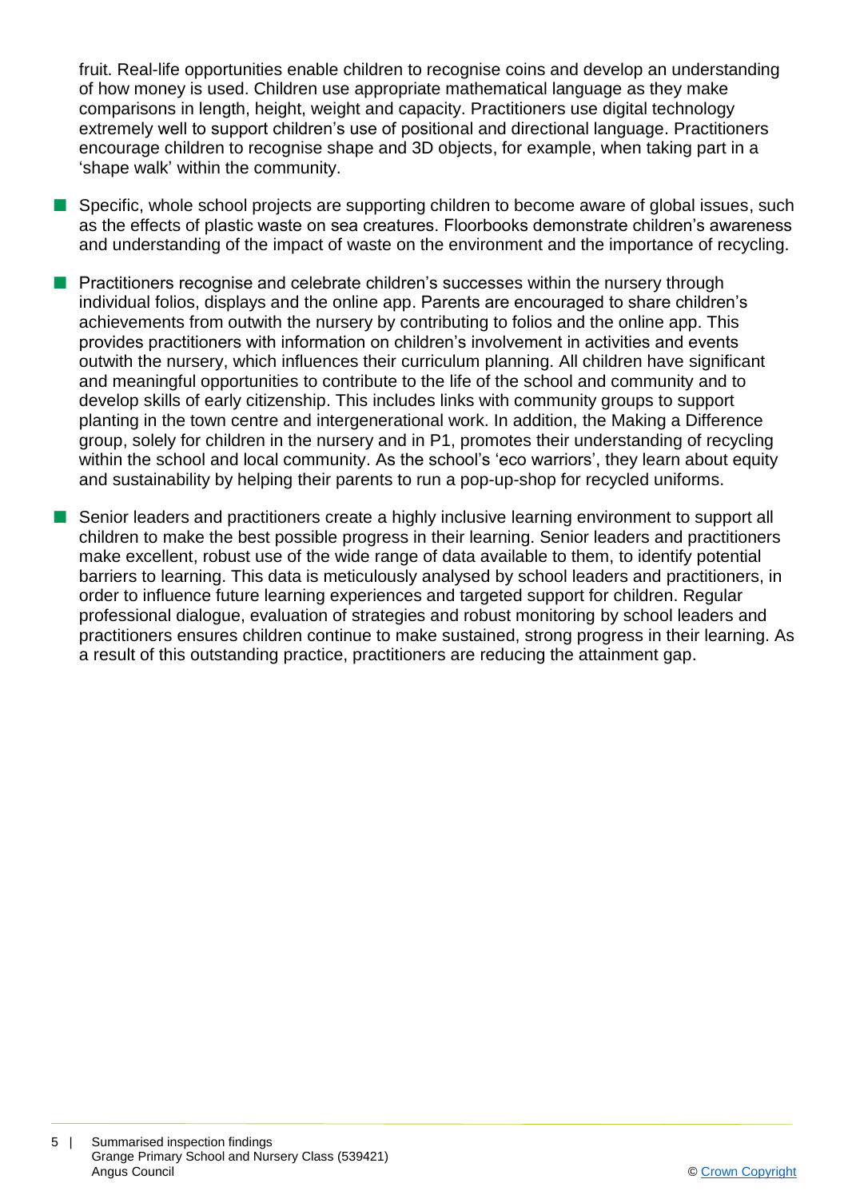fruit. Real-life opportunities enable children to recognise coins and develop an understanding of how money is used. Children use appropriate mathematical language as they make comparisons in length, height, weight and capacity. Practitioners use digital technology extremely well to support children's use of positional and directional language. Practitioners encourage children to recognise shape and 3D objects, for example, when taking part in a 'shape walk' within the community.

- Specific, whole school projects are supporting children to become aware of global issues, such as the effects of plastic waste on sea creatures. Floorbooks demonstrate children's awareness and understanding of the impact of waste on the environment and the importance of recycling.

- Practitioners recognise and celebrate children's successes within the nursery through individual folios, displays and the online app. Parents are encouraged to share children's achievements from outwith the nursery by contributing to folios and the online app. This provides practitioners with information on children's involvement in activities and events outwith the nursery, which influences their curriculum planning. All children have significant and meaningful opportunities to contribute to the life of the school and community and to develop skills of early citizenship. This includes links with community groups to support planting in the town centre and intergenerational work. In addition, the Making a Difference group, solely for children in the nursery and in P1, promotes their understanding of recycling within the school and local community. As the school's 'eco warriors', they learn about equity and sustainability by helping their parents to run a pop-up-shop for recycled uniforms.

- Senior leaders and practitioners create a highly inclusive learning environment to support all children to make the best possible progress in their learning. Senior leaders and practitioners make excellent, robust use of the wide range of data available to them, to identify potential barriers to learning. This data is meticulously analysed by school leaders and practitioners, in order to influence future learning experiences and targeted support for children. Regular professional dialogue, evaluation of strategies and robust monitoring by school leaders and practitioners ensures children continue to make sustained, strong progress in their learning. As a result of this outstanding practice, practitioners are reducing the attainment gap.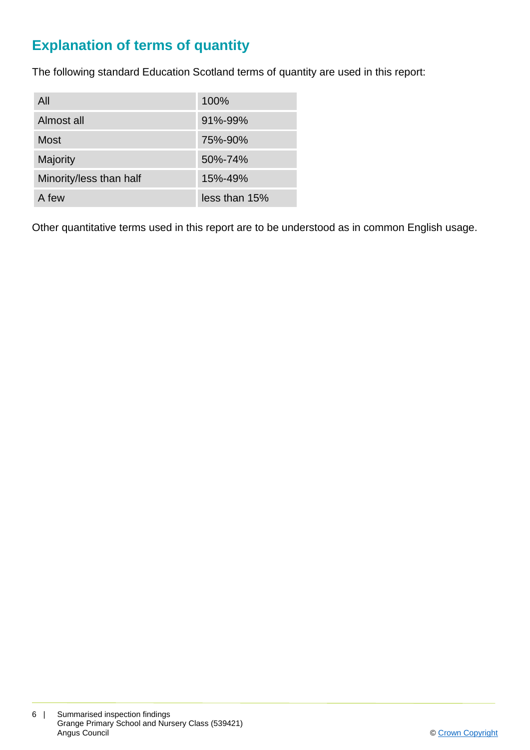## Explanation of terms of quantity

The following standard Education Scotland terms of quantity are used in this report:

| | |
|---|---|
| All | 100% |
| Almost all | 91%-99% |
| Most | 75%-90% |
| Majority | 50%-74% |
| Minority/less than half | 15%-49% |
| A few | less than 15% |

Other quantitative terms used in this report are to be understood as in common English usage.